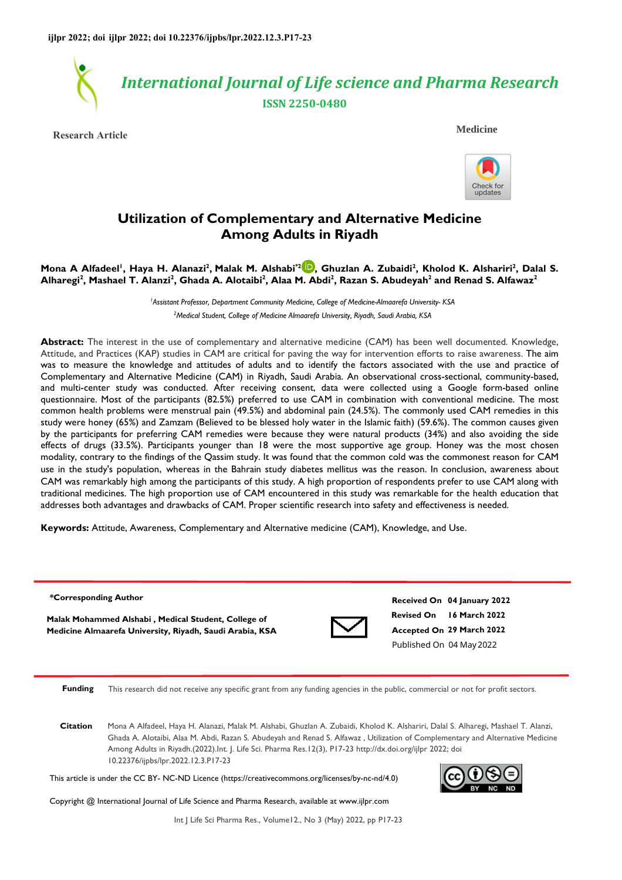ijlpr 2022; doi ijlpr 2022; doi 10.22376/ijpbs/lpr.2022.12.3.P17-23

*International Journal of Life science and Pharma Research*

**ISSN 2250-0480**

**Research Article** **Medicine**

# Utilization of Complementary and Alternative Medicine Among Adults in Riyadh

**Mona A Alfadeel[1], Haya H. Alanazi[2], Malak M. Alshabi*[2], Ghuzlan A. Zubaidi[2], Kholod K. Alshariri[2], Dalal S. Alharegi[2], Mashael T. Alanzi[2], Ghada A. Alotaibi[2], Alaa M. Abdi[2], Razan S. Abudeyah[2] and Renad S. Alfawaz[2]**

*[1]Assistant Professor, Department Community Medicine, College of Medicine-Almaarefa University- KSA*

*[2]Medical Student, College of Medicine Almaarefa University, Riyadh, Saudi Arabia, KSA*

**Abstract:** The interest in the use of complementary and alternative medicine (CAM) has been well documented. Knowledge, Attitude, and Practices (KAP) studies in CAM are critical for paving the way for intervention efforts to raise awareness. The aim was to measure the knowledge and attitudes of adults and to identify the factors associated with the use and practice of Complementary and Alternative Medicine (CAM) in Riyadh, Saudi Arabia. An observational cross-sectional, community-based, and multi-center study was conducted. After receiving consent, data were collected using a Google form-based online questionnaire. Most of the participants (82.5%) preferred to use CAM in combination with conventional medicine. The most common health problems were menstrual pain (49.5%) and abdominal pain (24.5%). The commonly used CAM remedies in this study were honey (65%) and Zamzam (Believed to be blessed holy water in the Islamic faith) (59.6%). The common causes given by the participants for preferring CAM remedies were because they were natural products (34%) and also avoiding the side effects of drugs (33.5%). Participants younger than 18 were the most supportive age group. Honey was the most chosen modality, contrary to the findings of the Qassim study. It was found that the common cold was the commonest reason for CAM use in the study's population, whereas in the Bahrain study diabetes mellitus was the reason. In conclusion, awareness about CAM was remarkably high among the participants of this study. A high proportion of respondents prefer to use CAM along with traditional medicines. The high proportion use of CAM encountered in this study was remarkable for the health education that addresses both advantages and drawbacks of CAM. Proper scientific research into safety and effectiveness is needed.

**Keywords:** Attitude, Awareness, Complementary and Alternative medicine (CAM), Knowledge, and Use.

**\*Corresponding Author**

**Malak Mohammed Alshabi , Medical Student, College of Medicine Almaarefa University, Riyadh, Saudi Arabia, KSA**

**Received On** 04 January 2022
**Revised On** 16 March 2022
**Accepted On** 29 March 2022
Published On 04 May 2022

**Funding** This research did not receive any specific grant from any funding agencies in the public, commercial or not for profit sectors.

**Citation** Mona A Alfadeel, Haya H. Alanazi, Malak M. Alshabi, Ghuzlan A. Zubaidi, Kholod K. Alshariri, Dalal S. Alharegi, Mashael T. Alanzi, Ghada A. Alotaibi, Alaa M. Abdi, Razan S. Abudeyah and Renad S. Alfawaz , Utilization of Complementary and Alternative Medicine Among Adults in Riyadh.(2022).Int. J. Life Sci. Pharma Res.12(3), P17-23 http://dx.doi.org/ijlpr 2022; doi 10.22376/ijpbs/lpr.2022.12.3.P17-23

This article is under the CC BY- NC-ND Licence (https://creativecommons.org/licenses/by-nc-nd/4.0)

Copyright @ International Journal of Life Science and Pharma Research, available at www.ijlpr.com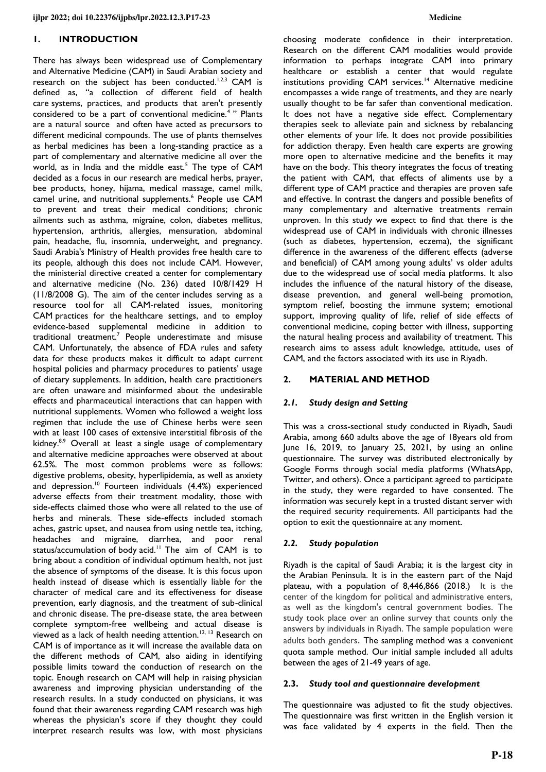## 1. INTRODUCTION

There has always been widespread use of Complementary and Alternative Medicine (CAM) in Saudi Arabian society and research on the subject has been conducted.[1,2,3] CAM is defined as, "a collection of different field of health care systems, practices, and products that aren't presently considered to be a part of conventional medicine.[4] " Plants are a natural source and often have acted as precursors to different medicinal compounds. The use of plants themselves as herbal medicines has been a long-standing practice as a part of complementary and alternative medicine all over the world, as in India and the middle east.[5] The type of CAM decided as a focus in our research are medical herbs, prayer, bee products, honey, hijama, medical massage, camel milk, camel urine, and nutritional supplements.[6] People use CAM to prevent and treat their medical conditions; chronic ailments such as asthma, migraine, colon, diabetes mellitus, hypertension, arthritis, allergies, mensuration, abdominal pain, headache, flu, insomnia, underweight, and pregnancy. Saudi Arabia's Ministry of Health provides free health care to its people, although this does not include CAM. However, the ministerial directive created a center for complementary and alternative medicine (No. 236) dated 10/8/1429 H (11/8/2008 G). The aim of the center includes serving as a resource tool for all CAM-related issues, monitoring CAM practices for the healthcare settings, and to employ evidence-based supplemental medicine in addition to traditional treatment.[7] People underestimate and misuse CAM. Unfortunately, the absence of FDA rules and safety data for these products makes it difficult to adapt current hospital policies and pharmacy procedures to patients' usage of dietary supplements. In addition, health care practitioners are often unaware and misinformed about the undesirable effects and pharmaceutical interactions that can happen with nutritional supplements. Women who followed a weight loss regimen that include the use of Chinese herbs were seen with at least 100 cases of extensive interstitial fibrosis of the kidney.[8,9] Overall at least a single usage of complementary and alternative medicine approaches were observed at about 62.5%. The most common problems were as follows: digestive problems, obesity, hyperlipidemia, as well as anxiety and depression.[10] Fourteen individuals (4.4%) experienced adverse effects from their treatment modality, those with side-effects claimed those who were all related to the use of herbs and minerals. These side-effects included stomach aches, gastric upset, and nausea from using nettle tea, itching, headaches and migraine, diarrhea, and poor renal status/accumulation of body acid.[11] The aim of CAM is to bring about a condition of individual optimum health, not just the absence of symptoms of the disease. It is this focus upon health instead of disease which is essentially liable for the character of medical care and its effectiveness for disease prevention, early diagnosis, and the treatment of sub-clinical and chronic disease. The pre-disease state, the area between complete symptom-free wellbeing and actual disease is viewed as a lack of health needing attention.[12, 13] Research on CAM is of importance as it will increase the available data on the different methods of CAM, also aiding in identifying possible limits toward the conduction of research on the topic. Enough research on CAM will help in raising physician awareness and improving physician understanding of the research results. In a study conducted on physicians, it was found that their awareness regarding CAM research was high whereas the physician's score if they thought they could interpret research results was low, with most physicians choosing moderate confidence in their interpretation. Research on the different CAM modalities would provide information to perhaps integrate CAM into primary healthcare or establish a center that would regulate institutions providing CAM services.[14] Alternative medicine encompasses a wide range of treatments, and they are nearly usually thought to be far safer than conventional medication. It does not have a negative side effect. Complementary therapies seek to alleviate pain and sickness by rebalancing other elements of your life. It does not provide possibilities for addiction therapy. Even health care experts are growing more open to alternative medicine and the benefits it may have on the body. This theory integrates the focus of treating the patient with CAM, that effects of aliments use by a different type of CAM practice and therapies are proven safe and effective. In contrast the dangers and possible benefits of many complementary and alternative treatments remain unproven. In this study we expect to find that there is the widespread use of CAM in individuals with chronic illnesses (such as diabetes, hypertension, eczema), the significant difference in the awareness of the different effects (adverse and beneficial) of CAM among young adults' vs older adults due to the widespread use of social media platforms. It also includes the influence of the natural history of the disease, disease prevention, and general well-being promotion, symptom relief, boosting the immune system; emotional support, improving quality of life, relief of side effects of conventional medicine, coping better with illness, supporting the natural healing process and availability of treatment. This research aims to assess adult knowledge, attitude, uses of CAM, and the factors associated with its use in Riyadh.

## 2. MATERIAL AND METHOD

### 2.1. Study design and Setting

This was a cross-sectional study conducted in Riyadh, Saudi Arabia, among 660 adults above the age of 18years old from June 16, 2019, to January 25, 2021, by using an online questionnaire. The survey was distributed electronically by Google Forms through social media platforms (WhatsApp, Twitter, and others). Once a participant agreed to participate in the study, they were regarded to have consented. The information was securely kept in a trusted distant server with the required security requirements. All participants had the option to exit the questionnaire at any moment.

### 2.2. Study population

Riyadh is the capital of Saudi Arabia; it is the largest city in the Arabian Peninsula. It is in the eastern part of the Najd plateau, with a population of 8,446,866 (2018.) It is the center of the kingdom for political and administrative enters, as well as the kingdom's central government bodies. The study took place over an online survey that counts only the answers by individuals in Riyadh. The sample population were adults both genders. The sampling method was a convenient quota sample method. Our initial sample included all adults between the ages of 21-49 years of age.

### 2.3. Study tool and questionnaire development

The questionnaire was adjusted to fit the study objectives. The questionnaire was first written in the English version it was face validated by 4 experts in the field. Then the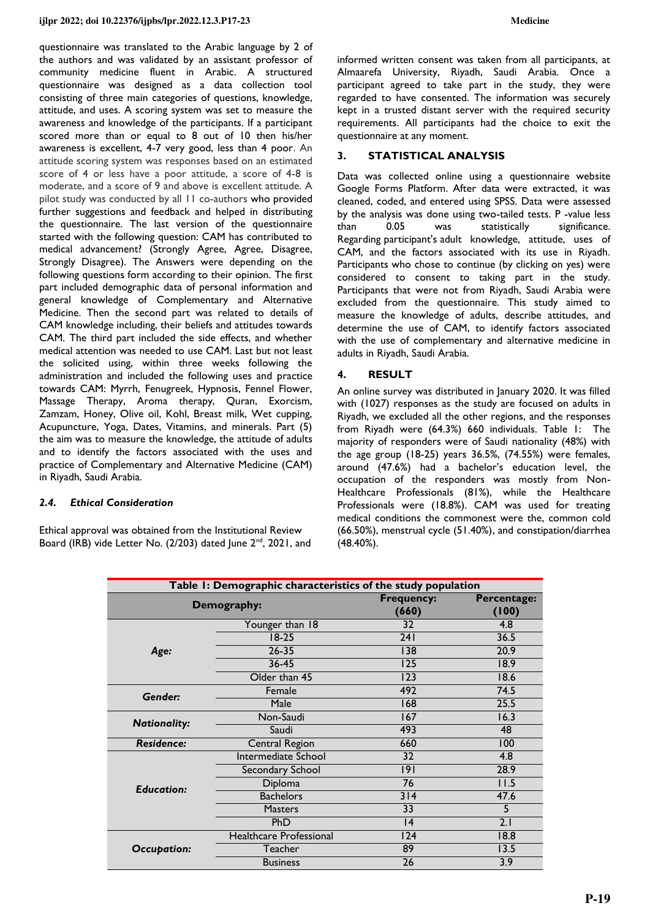questionnaire was translated to the Arabic language by 2 of the authors and was validated by an assistant professor of community medicine fluent in Arabic. A structured questionnaire was designed as a data collection tool consisting of three main categories of questions, knowledge, attitude, and uses. A scoring system was set to measure the awareness and knowledge of the participants. If a participant scored more than or equal to 8 out of 10 then his/her awareness is excellent, 4-7 very good, less than 4 poor. An attitude scoring system was responses based on an estimated score of 4 or less have a poor attitude, a score of 4-8 is moderate, and a score of 9 and above is excellent attitude. A pilot study was conducted by all 11 co-authors who provided further suggestions and feedback and helped in distributing the questionnaire. The last version of the questionnaire started with the following question: CAM has contributed to medical advancement? (Strongly Agree, Agree, Disagree, Strongly Disagree). The Answers were depending on the following questions form according to their opinion. The first part included demographic data of personal information and general knowledge of Complementary and Alternative Medicine. Then the second part was related to details of CAM knowledge including, their beliefs and attitudes towards CAM. The third part included the side effects, and whether medical attention was needed to use CAM. Last but not least the solicited using, within three weeks following the administration and included the following uses and practice towards CAM: Myrrh, Fenugreek, Hypnosis, Fennel Flower, Massage Therapy, Aroma therapy, Quran, Exorcism, Zamzam, Honey, Olive oil, Kohl, Breast milk, Wet cupping, Acupuncture, Yoga, Dates, Vitamins, and minerals. Part (5) the aim was to measure the knowledge, the attitude of adults and to identify the factors associated with the uses and practice of Complementary and Alternative Medicine (CAM) in Riyadh, Saudi Arabia.

### *2.4. Ethical Consideration*

Ethical approval was obtained from the Institutional Review Board (IRB) vide Letter No. (2/203) dated June 2nd, 2021, and informed written consent was taken from all participants, at Almaarefa University, Riyadh, Saudi Arabia. Once a participant agreed to take part in the study, they were regarded to have consented. The information was securely kept in a trusted distant server with the required security requirements. All participants had the choice to exit the questionnaire at any moment.

## 3. STATISTICAL ANALYSIS

Data was collected online using a questionnaire website Google Forms Platform. After data were extracted, it was cleaned, coded, and entered using SPSS. Data were assessed by the analysis was done using two-tailed tests. P -value less than 0.05 was statistically significance. Regarding participant's adult knowledge, attitude, uses of CAM, and the factors associated with its use in Riyadh. Participants who chose to continue (by clicking on yes) were considered to consent to taking part in the study. Participants that were not from Riyadh, Saudi Arabia were excluded from the questionnaire. This study aimed to measure the knowledge of adults, describe attitudes, and determine the use of CAM, to identify factors associated with the use of complementary and alternative medicine in adults in Riyadh, Saudi Arabia.

## 4. RESULT

An online survey was distributed in January 2020. It was filled with (1027) responses as the study are focused on adults in Riyadh, we excluded all the other regions, and the responses from Riyadh were (64.3%) 660 individuals. Table 1: The majority of responders were of Saudi nationality (48%) with the age group (18-25) years 36.5%, (74.55%) were females, around (47.6%) had a bachelor's education level, the occupation of the responders was mostly from Non-Healthcare Professionals (81%), while the Healthcare Professionals were (18.8%). CAM was used for treating medical conditions the commonest were the, common cold (66.50%), menstrual cycle (51.40%), and constipation/diarrhea (48.40%).

**Table 1: Demographic characteristics of the study population**

| Demography: | | Frequency: (660) | Percentage: (100) |
|---|---|---|---|
| *Age:* | Younger than 18 | 32 | 4.8 |
| | 18-25 | 241 | 36.5 |
| | 26-35 | 138 | 20.9 |
| | 36-45 | 125 | 18.9 |
| | Older than 45 | 123 | 18.6 |
| *Gender:* | Female | 492 | 74.5 |
| | Male | 168 | 25.5 |
| *Nationality:* | Non-Saudi | 167 | 16.3 |
| | Saudi | 493 | 48 |
| *Residence:* | Central Region | 660 | 100 |
| *Education:* | Intermediate School | 32 | 4.8 |
| | Secondary School | 191 | 28.9 |
| | Diploma | 76 | 11.5 |
| | Bachelors | 314 | 47.6 |
| | Masters | 33 | 5 |
| | PhD | 14 | 2.1 |
| *Occupation:* | Healthcare Professional | 124 | 18.8 |
| | Teacher | 89 | 13.5 |
| | Business | 26 | 3.9 |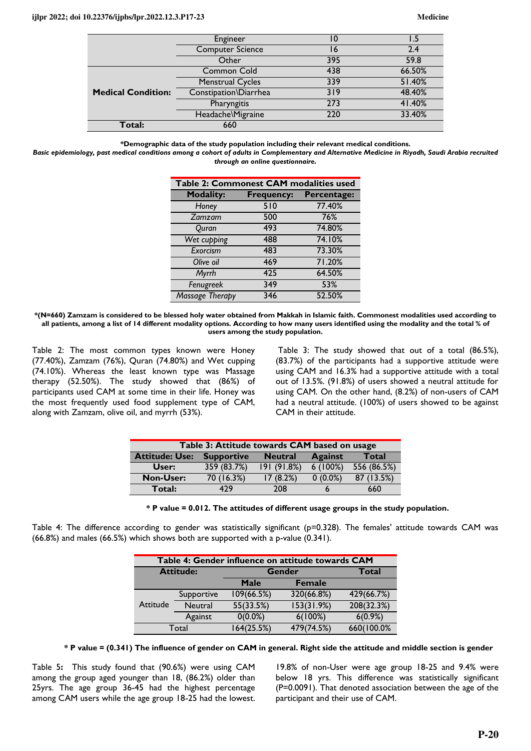| | | | |
|---|---|---|---|
| | Engineer | 10 | 1.5 |
| | Computer Science | 16 | 2.4 |
| | Other | 395 | 59.8 |
| **Medical Condition:** | Common Cold | 438 | 66.50% |
| | Menstrual Cycles | 339 | 51.40% |
| | Constipation\Diarrhea | 319 | 48.40% |
| | Pharyngitis | 273 | 41.40% |
| | Headache\Migraine | 220 | 33.40% |
| **Total:** | 660 | | |

**\*Demographic data of the study population including their relevant medical conditions.**

***Basic epidemiology, past medical conditions among a cohort of adults in Complementary and Alternative Medicine in Riyadh, Saudi Arabia recruited through an online questionnaire.***

**Table 2: Commonest CAM modalities used**

| Modality: | Frequency: | Percentage: |
|---|---|---|
| *Honey* | 510 | 77.40% |
| *Zamzam* | 500 | 76% |
| *Quran* | 493 | 74.80% |
| *Wet cupping* | 488 | 74.10% |
| *Exorcism* | 483 | 73.30% |
| *Olive oil* | 469 | 71.20% |
| *Myrrh* | 425 | 64.50% |
| *Fenugreek* | 349 | 53% |
| *Massage Therapy* | 346 | 52.50% |

**\*(N=660) Zamzam is considered to be blessed holy water obtained from Makkah in Islamic faith. Commonest modalities used according to all patients, among a list of 14 different modality options. According to how many users identified using the modality and the total % of users among the study population.**

Table 2: The most common types known were Honey (77.40%), Zamzam (76%), Quran (74.80%) and Wet cupping (74.10%). Whereas the least known type was Massage therapy (52.50%). The study showed that (86%) of participants used CAM at some time in their life. Honey was the most frequently used food supplement type of CAM, along with Zamzam, olive oil, and myrrh (53%).

Table 3: The study showed that out of a total (86.5%), (83.7%) of the participants had a supportive attitude were using CAM and 16.3% had a supportive attitude with a total out of 13.5%. (91.8%) of users showed a neutral attitude for using CAM. On the other hand, (8.2%) of non-users of CAM had a neutral attitude. (100%) of users showed to be against CAM in their attitude.

**Table 3: Attitude towards CAM based on usage**

| Attitude: Use: | Supportive | Neutral | Against | Total |
|---|---|---|---|---|
| **User:** | 359 (83.7%) | 191 (91.8%) | 6 (100%) | 556 (86.5%) |
| **Non-User:** | 70 (16.3%) | 17 (8.2%) | 0 (0.0%) | 87 (13.5%) |
| **Total:** | 429 | 208 | 6 | 660 |

**\* P value = 0.012. The attitudes of different usage groups in the study population.**

Table 4: The difference according to gender was statistically significant (p=0.328). The females' attitude towards CAM was (66.8%) and males (66.5%) which shows both are supported with a p-value (0.341).

**Table 4: Gender influence on attitude towards CAM**

| Attitude: | | Gender | | Total |
|---|---|---|---|---|
| | | Male | Female | |
| Attitude | Supportive | 109(66.5%) | 320(66.8%) | 429(66.7%) |
| | Neutral | 55(33.5%) | 153(31.9%) | 208(32.3%) |
| | Against | 0(0.0%) | 6(100%) | 6(0.9%) |
| Total | | 164(25.5%) | 479(74.5%) | 660(100.0% |

**\* P value = (0.341) The influence of gender on CAM in general. Right side the attitude and middle section is gender**

Table **5:** This study found that (90.6%) were using CAM among the group aged younger than 18, (86.2%) older than 25yrs. The age group 36-45 had the highest percentage among CAM users while the age group 18-25 had the lowest. 19.8% of non-User were age group 18-25 and 9.4% were below 18 yrs. This difference was statistically significant (P=0.0091). That denoted association between the age of the participant and their use of CAM.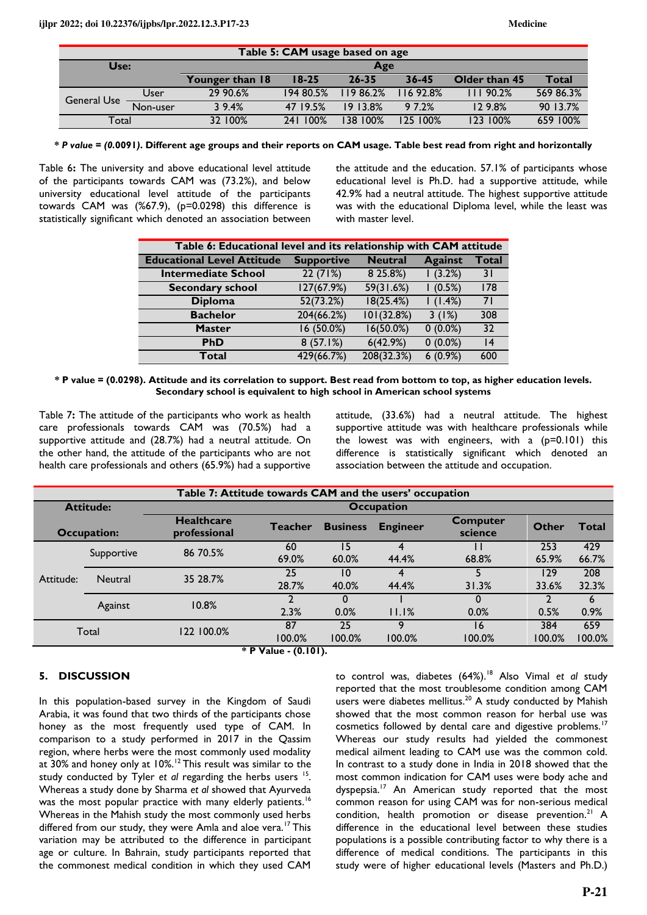| Table 5: CAM usage based on age | | | | | | | |
|---|---|---|---|---|---|---|---|
| **Use:** | | **Age** | | | | | |
| | | **Younger than 18** | **18-25** | **26-35** | **36-45** | **Older than 45** | **Total** |
| General Use | User | 29 90.6% | 194 80.5% | 119 86.2% | 116 92.8% | 111 90.2% | 569 86.3% |
| | Non-user | 3 9.4% | 47 19.5% | 19 13.8% | 9 7.2% | 12 9.8% | 90 13.7% |
| Total | | 32 100% | 241 100% | 138 100% | 125 100% | 123 100% | 659 100% |

**\* *P value = (0.0091)*. Different age groups and their reports on CAM usage. Table best read from right and horizontally**

Table 6**:** The university and above educational level attitude of the participants towards CAM was (73.2%), and below university educational level attitude of the participants towards CAM was (%67.9), (p=0.0298) this difference is statistically significant which denoted an association between the attitude and the education. 57.1% of participants whose educational level is Ph.D. had a supportive attitude, while 42.9% had a neutral attitude. The highest supportive attitude was with the educational Diploma level, while the least was with master level.

| Table 6: Educational level and its relationship with CAM attitude | | | | |
|---|---|---|---|---|
| **Educational Level Attitude** | **Supportive** | **Neutral** | **Against** | **Total** |
| **Intermediate School** | 22 (71%) | 8 25.8%) | 1 (3.2%) | 31 |
| **Secondary school** | 127(67.9%) | 59(31.6%) | 1 (0.5%) | 178 |
| **Diploma** | 52(73.2%) | 18(25.4%) | 1 (1.4%) | 71 |
| **Bachelor** | 204(66.2%) | 101(32.8%) | 3 (1%) | 308 |
| **Master** | 16 (50.0%) | 16(50.0%) | 0 (0.0%) | 32 |
| **PhD** | 8 (57.1%) | 6(42.9%) | 0 (0.0%) | 14 |
| **Total** | 429(66.7%) | 208(32.3%) | 6 (0.9%) | 600 |

**\* P value = (0.0298). Attitude and its correlation to support. Best read from bottom to top, as higher education levels. Secondary school is equivalent to high school in American school systems**

Table 7**:** The attitude of the participants who work as health care professionals towards CAM was (70.5%) had a supportive attitude and (28.7%) had a neutral attitude. On the other hand, the attitude of the participants who are not health care professionals and others (65.9%) had a supportive attitude, (33.6%) had a neutral attitude. The highest supportive attitude was with healthcare professionals while the lowest was with engineers, with a (p=0.101) this difference is statistically significant which denoted an association between the attitude and occupation.

| Table 7: Attitude towards CAM and the users' occupation | | | | | | | | |
|---|---|---|---|---|---|---|---|---|
| **Attitude:** | | **Occupation** | | | | | | |
| **Occupation:** | | **Healthcare professional** | **Teacher** | **Business** | **Engineer** | **Computer science** | **Other** | **Total** |
| Attitude: | Supportive | 86 70.5% | 60 69.0% | 15 60.0% | 4 44.4% | 11 68.8% | 253 65.9% | 429 66.7% |
| | Neutral | 35 28.7% | 25 28.7% | 10 40.0% | 4 44.4% | 5 31.3% | 129 33.6% | 208 32.3% |
| | Against | 10.8% | 2 2.3% | 0 0.0% | 1 11.1% | 0 0.0% | 2 0.5% | 6 0.9% |
| Total | | 122 100.0% | 87 100.0% | 25 100.0% | 9 100.0% | 16 100.0% | 384 100.0% | 659 100.0% |

**\* P Value - (0.101).**

## 5. DISCUSSION

In this population-based survey in the Kingdom of Saudi Arabia, it was found that two thirds of the participants chose honey as the most frequently used type of CAM. In comparison to a study performed in 2017 in the Qassim region, where herbs were the most commonly used modality at 30% and honey only at 10%.[12] This result was similar to the study conducted by Tyler *et al* regarding the herbs users [15]. Whereas a study done by Sharma *et al* showed that Ayurveda was the most popular practice with many elderly patients.[16] Whereas in the Mahish study the most commonly used herbs differed from our study, they were Amla and aloe vera.[17] This variation may be attributed to the difference in participant age or culture. In Bahrain, study participants reported that the commonest medical condition in which they used CAM to control was, diabetes (64%).[18] Also Vimal *et al* study reported that the most troublesome condition among CAM users were diabetes mellitus.[20] A study conducted by Mahish showed that the most common reason for herbal use was cosmetics followed by dental care and digestive problems.[17] Whereas our study results had yielded that the commonest medical ailment leading to CAM use was the common cold. In contrast to a study done in India in 2018 showed that the most common indication for CAM uses were body ache and dyspepsia.[17] An American study reported that the most common reason for using CAM was for non-serious medical condition, health promotion or disease prevention.[21] A difference in the educational level between these studies populations is a possible contributing factor to why there is a difference of medical conditions. The participants in this study were of higher educational levels (Masters and Ph.D.)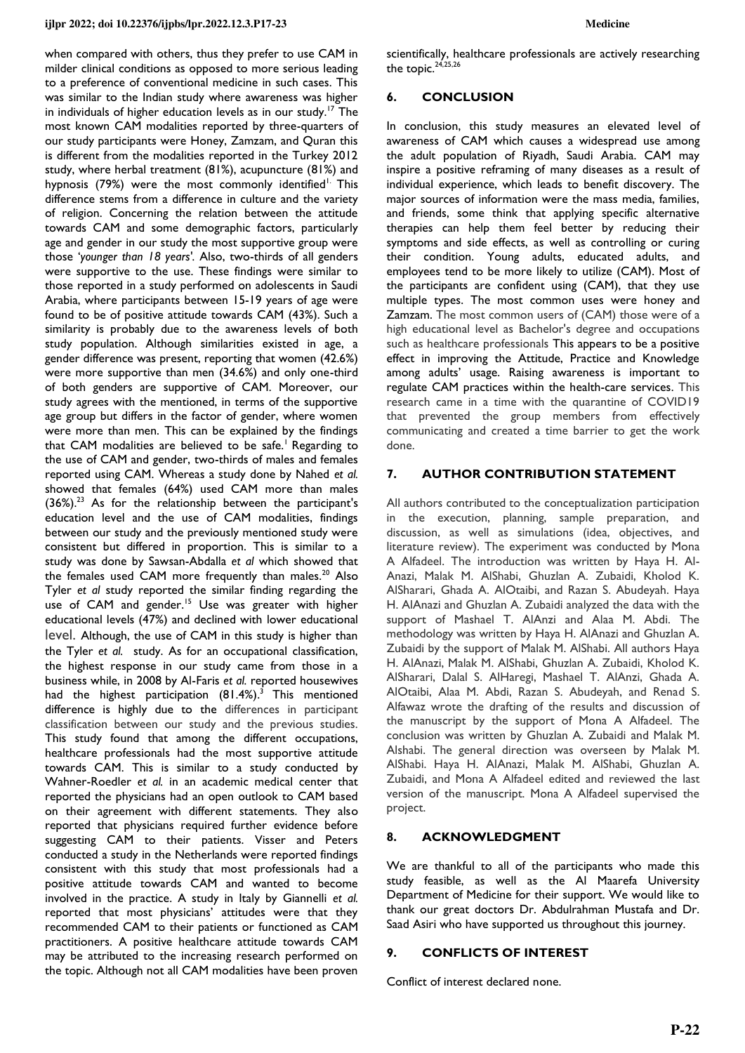when compared with others, thus they prefer to use CAM in milder clinical conditions as opposed to more serious leading to a preference of conventional medicine in such cases. This was similar to the Indian study where awareness was higher in individuals of higher education levels as in our study.[17] The most known CAM modalities reported by three-quarters of our study participants were Honey, Zamzam, and Quran this is different from the modalities reported in the Turkey 2012 study, where herbal treatment (81%), acupuncture (81%) and hypnosis (79%) were the most commonly identified[1.] This difference stems from a difference in culture and the variety of religion. Concerning the relation between the attitude towards CAM and some demographic factors, particularly age and gender in our study the most supportive group were those '*younger than 18 years*'. Also, two-thirds of all genders were supportive to the use. These findings were similar to those reported in a study performed on adolescents in Saudi Arabia, where participants between 15-19 years of age were found to be of positive attitude towards CAM (43%). Such a similarity is probably due to the awareness levels of both study population. Although similarities existed in age, a gender difference was present, reporting that women (42.6%) were more supportive than men (34.6%) and only one-third of both genders are supportive of CAM. Moreover, our study agrees with the mentioned, in terms of the supportive age group but differs in the factor of gender, where women were more than men. This can be explained by the findings that CAM modalities are believed to be safe.[1] Regarding to the use of CAM and gender, two-thirds of males and females reported using CAM. Whereas a study done by Nahed *et al.* showed that females (64%) used CAM more than males (36%).[23] As for the relationship between the participant's education level and the use of CAM modalities, findings between our study and the previously mentioned study were consistent but differed in proportion. This is similar to a study was done by Sawsan-Abdalla *et al* which showed that the females used CAM more frequently than males.[20] Also Tyler *et al* study reported the similar finding regarding the use of CAM and gender.[15] Use was greater with higher educational levels (47%) and declined with lower educational level. Although, the use of CAM in this study is higher than the Tyler *et al.* study. As for an occupational classification, the highest response in our study came from those in a business while, in 2008 by Al-Faris *et al.* reported housewives had the highest participation (81.4%).[3] This mentioned difference is highly due to the differences in participant classification between our study and the previous studies. This study found that among the different occupations, healthcare professionals had the most supportive attitude towards CAM. This is similar to a study conducted by Wahner-Roedler *et al.* in an academic medical center that reported the physicians had an open outlook to CAM based on their agreement with different statements. They also reported that physicians required further evidence before suggesting CAM to their patients. Visser and Peters conducted a study in the Netherlands were reported findings consistent with this study that most professionals had a positive attitude towards CAM and wanted to become involved in the practice. A study in Italy by Giannelli *et al.* reported that most physicians' attitudes were that they recommended CAM to their patients or functioned as CAM practitioners. A positive healthcare attitude towards CAM may be attributed to the increasing research performed on the topic. Although not all CAM modalities have been proven scientifically, healthcare professionals are actively researching the topic.[24,25,26]

## 6. CONCLUSION

In conclusion, this study measures an elevated level of awareness of CAM which causes a widespread use among the adult population of Riyadh, Saudi Arabia. CAM may inspire a positive reframing of many diseases as a result of individual experience, which leads to benefit discovery. The major sources of information were the mass media, families, and friends, some think that applying specific alternative therapies can help them feel better by reducing their symptoms and side effects, as well as controlling or curing their condition. Young adults, educated adults, and employees tend to be more likely to utilize (CAM). Most of the participants are confident using (CAM), that they use multiple types. The most common uses were honey and Zamzam. The most common users of (CAM) those were of a high educational level as Bachelor's degree and occupations such as healthcare professionals This appears to be a positive effect in improving the Attitude, Practice and Knowledge among adults' usage. Raising awareness is important to regulate CAM practices within the health-care services. This research came in a time with the quarantine of COVID19 that prevented the group members from effectively communicating and created a time barrier to get the work done.

## 7. AUTHOR CONTRIBUTION STATEMENT

All authors contributed to the conceptualization participation in the execution, planning, sample preparation, and discussion, as well as simulations (idea, objectives, and literature review). The experiment was conducted by Mona A Alfadeel. The introduction was written by Haya H. Al-Anazi, Malak M. AlShabi, Ghuzlan A. Zubaidi, Kholod K. AlSharari, Ghada A. AlOtaibi, and Razan S. Abudeyah. Haya H. AlAnazi and Ghuzlan A. Zubaidi analyzed the data with the support of Mashael T. AlAnzi and Alaa M. Abdi. The methodology was written by Haya H. AlAnazi and Ghuzlan A. Zubaidi by the support of Malak M. AlShabi. All authors Haya H. AlAnazi, Malak M. AlShabi, Ghuzlan A. Zubaidi, Kholod K. AlSharari, Dalal S. AlHaregi, Mashael T. AlAnzi, Ghada A. AlOtaibi, Alaa M. Abdi, Razan S. Abudeyah, and Renad S. Alfawaz wrote the drafting of the results and discussion of the manuscript by the support of Mona A Alfadeel. The conclusion was written by Ghuzlan A. Zubaidi and Malak M. Alshabi. The general direction was overseen by Malak M. AlShabi. Haya H. AlAnazi, Malak M. AlShabi, Ghuzlan A. Zubaidi, and Mona A Alfadeel edited and reviewed the last version of the manuscript. Mona A Alfadeel supervised the project.

## 8. ACKNOWLEDGMENT

We are thankful to all of the participants who made this study feasible, as well as the Al Maarefa University Department of Medicine for their support. We would like to thank our great doctors Dr. Abdulrahman Mustafa and Dr. Saad Asiri who have supported us throughout this journey.

## 9. CONFLICTS OF INTEREST

Conflict of interest declared none.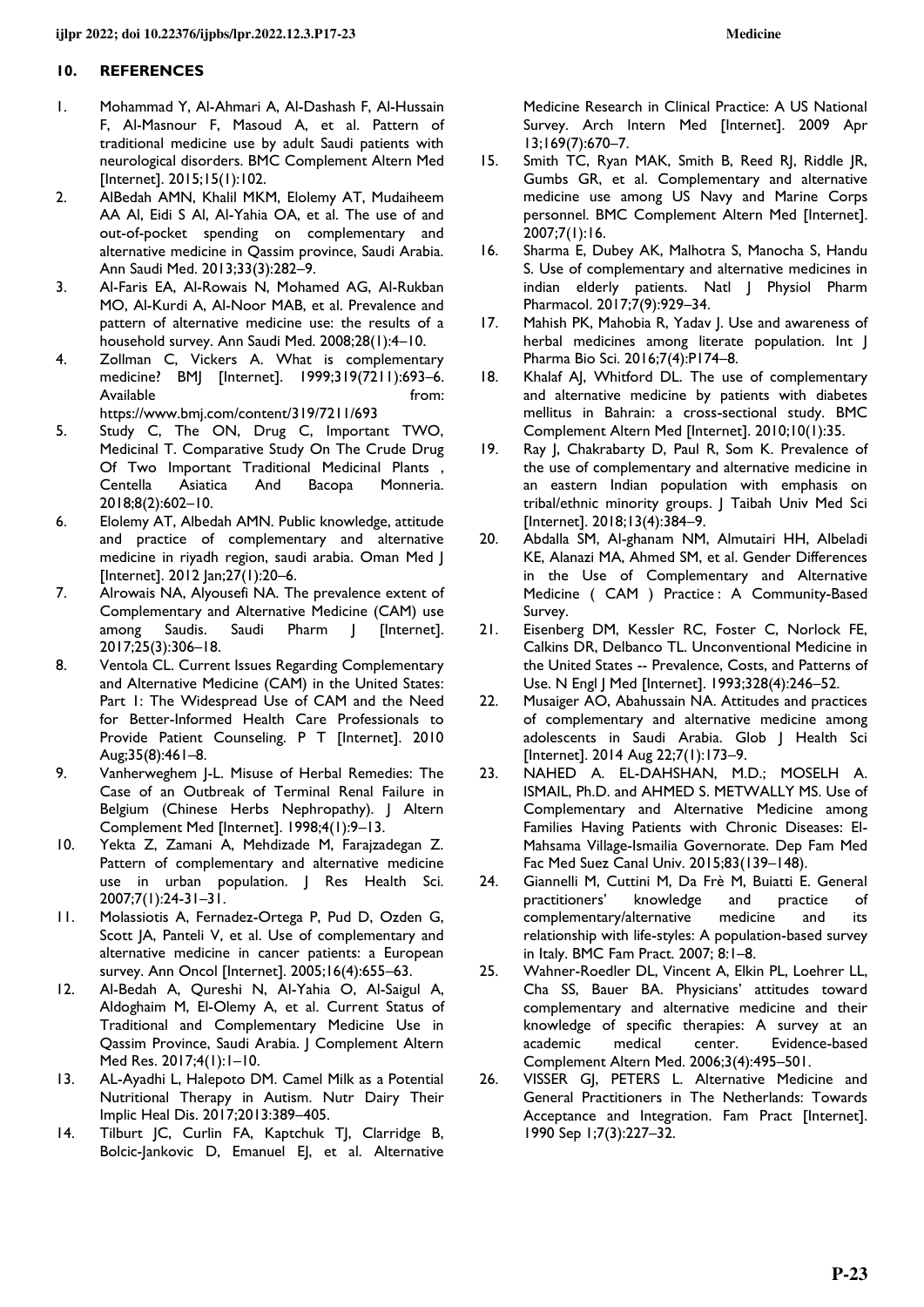## 10. REFERENCES

1. Mohammad Y, Al-Ahmari A, Al-Dashash F, Al-Hussain F, Al-Masnour F, Masoud A, et al. Pattern of traditional medicine use by adult Saudi patients with neurological disorders. BMC Complement Altern Med [Internet]. 2015;15(1):102.
2. AlBedah AMN, Khalil MKM, Elolemy AT, Mudaiheem AA Al, Eidi S Al, Al-Yahia OA, et al. The use of and out-of-pocket spending on complementary and alternative medicine in Qassim province, Saudi Arabia. Ann Saudi Med. 2013;33(3):282–9.
3. Al-Faris EA, Al-Rowais N, Mohamed AG, Al-Rukban MO, Al-Kurdi A, Al-Noor MAB, et al. Prevalence and pattern of alternative medicine use: the results of a household survey. Ann Saudi Med. 2008;28(1):4–10.
4. Zollman C, Vickers A. What is complementary medicine? BMJ [Internet]. 1999;319(7211):693–6. Available from: https://www.bmj.com/content/319/7211/693
5. Study C, The ON, Drug C, Important TWO, Medicinal T. Comparative Study On The Crude Drug Of Two Important Traditional Medicinal Plants , Centella Asiatica And Bacopa Monneria. 2018;8(2):602–10.
6. Elolemy AT, Albedah AMN. Public knowledge, attitude and practice of complementary and alternative medicine in riyadh region, saudi arabia. Oman Med J [Internet]. 2012 Jan;27(1):20–6.
7. Alrowais NA, Alyousefi NA. The prevalence extent of Complementary and Alternative Medicine (CAM) use among Saudis. Saudi Pharm J [Internet]. 2017;25(3):306–18.
8. Ventola CL. Current Issues Regarding Complementary and Alternative Medicine (CAM) in the United States: Part 1: The Widespread Use of CAM and the Need for Better-Informed Health Care Professionals to Provide Patient Counseling. P T [Internet]. 2010 Aug;35(8):461–8.
9. Vanherweghem J-L. Misuse of Herbal Remedies: The Case of an Outbreak of Terminal Renal Failure in Belgium (Chinese Herbs Nephropathy). J Altern Complement Med [Internet]. 1998;4(1):9–13.
10. Yekta Z, Zamani A, Mehdizade M, Farajzadegan Z. Pattern of complementary and alternative medicine use in urban population. J Res Health Sci. 2007;7(1):24-31–31.
11. Molassiotis A, Fernadez-Ortega P, Pud D, Ozden G, Scott JA, Panteli V, et al. Use of complementary and alternative medicine in cancer patients: a European survey. Ann Oncol [Internet]. 2005;16(4):655–63.
12. Al-Bedah A, Qureshi N, Al-Yahia O, Al-Saigul A, Aldoghaim M, El-Olemy A, et al. Current Status of Traditional and Complementary Medicine Use in Qassim Province, Saudi Arabia. J Complement Altern Med Res. 2017;4(1):1–10.
13. AL-Ayadhi L, Halepoto DM. Camel Milk as a Potential Nutritional Therapy in Autism. Nutr Dairy Their Implic Heal Dis. 2017;2013:389–405.
14. Tilburt JC, Curlin FA, Kaptchuk TJ, Clarridge B, Bolcic-Jankovic D, Emanuel EJ, et al. Alternative Medicine Research in Clinical Practice: A US National Survey. Arch Intern Med [Internet]. 2009 Apr 13;169(7):670–7.
15. Smith TC, Ryan MAK, Smith B, Reed RJ, Riddle JR, Gumbs GR, et al. Complementary and alternative medicine use among US Navy and Marine Corps personnel. BMC Complement Altern Med [Internet]. 2007;7(1):16.
16. Sharma E, Dubey AK, Malhotra S, Manocha S, Handu S. Use of complementary and alternative medicines in indian elderly patients. Natl J Physiol Pharm Pharmacol. 2017;7(9):929–34.
17. Mahish PK, Mahobia R, Yadav J. Use and awareness of herbal medicines among literate population. Int J Pharma Bio Sci. 2016;7(4):P174–8.
18. Khalaf AJ, Whitford DL. The use of complementary and alternative medicine by patients with diabetes mellitus in Bahrain: a cross-sectional study. BMC Complement Altern Med [Internet]. 2010;10(1):35.
19. Ray J, Chakrabarty D, Paul R, Som K. Prevalence of the use of complementary and alternative medicine in an eastern Indian population with emphasis on tribal/ethnic minority groups. J Taibah Univ Med Sci [Internet]. 2018;13(4):384–9.
20. Abdalla SM, Al-ghanam NM, Almutairi HH, Albeladi KE, Alanazi MA, Ahmed SM, et al. Gender Differences in the Use of Complementary and Alternative Medicine ( CAM ) Practice : A Community-Based Survey.
21. Eisenberg DM, Kessler RC, Foster C, Norlock FE, Calkins DR, Delbanco TL. Unconventional Medicine in the United States -- Prevalence, Costs, and Patterns of Use. N Engl J Med [Internet]. 1993;328(4):246–52.
22. Musaiger AO, Abahussain NA. Attitudes and practices of complementary and alternative medicine among adolescents in Saudi Arabia. Glob J Health Sci [Internet]. 2014 Aug 22;7(1):173–9.
23. NAHED A. EL-DAHSHAN, M.D.; MOSELH A. ISMAIL, Ph.D. and AHMED S. METWALLY MS. Use of Complementary and Alternative Medicine among Families Having Patients with Chronic Diseases: El-Mahsama Village-Ismailia Governorate. Dep Fam Med Fac Med Suez Canal Univ. 2015;83(139–148).
24. Giannelli M, Cuttini M, Da Frè M, Buiatti E. General practitioners' knowledge and practice of complementary/alternative medicine and its relationship with life-styles: A population-based survey in Italy. BMC Fam Pract. 2007; 8:1–8.
25. Wahner-Roedler DL, Vincent A, Elkin PL, Loehrer LL, Cha SS, Bauer BA. Physicians' attitudes toward complementary and alternative medicine and their knowledge of specific therapies: A survey at an academic medical center. Evidence-based Complement Altern Med. 2006;3(4):495–501.
26. VISSER GJ, PETERS L. Alternative Medicine and General Practitioners in The Netherlands: Towards Acceptance and Integration. Fam Pract [Internet]. 1990 Sep 1;7(3):227–32.